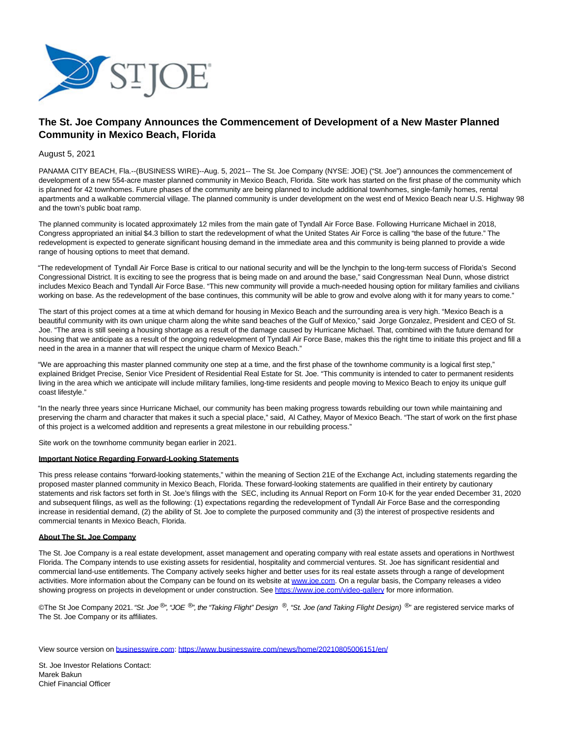# The St. Joe Company Announces the Commencement of Development of a New Master Planned Community in Mexico Beach, Florida

August 5, 2021

PANAMA CITY BEACH, Fla.--(BUSINESS WIRE)--Aug. 5, 2021-- The St. Joe Company (NYSE: JOE) ("St. Joe") announces the commencement of development of a new 554-acre master planned community in Mexico Beach, Florida. Site work has started on the first phase of the community which is planned for 42 townhomes. Future phases of the community are being planned to include additional townhomes, single-family homes, rental apartments and a walkable commercial village. The planned community is under development on the west end of Mexico Beach near U.S. Highway 98 and the town's public boat ramp.

The planned community is located approximately 12 miles from the main gate of Tyndall Air Force Base. Following Hurricane Michael in 2018, Congress appropriated an initial $4.3 billion to start the redevelopment of what the United States Air Force is calling "the base of the future." The redevelopment is expected to generate significant housing demand in the immediate area and this community is being planned to provide a wide range of housing options to meet that demand.

"The redevelopment of Tyndall Air Force Base is critical to our national security and will be the lynchpin to the long-term success of Florida's Second Congressional District. It is exciting to see the progress that is being made on and around the base," said Congressman Neal Dunn, whose district includes Mexico Beach and Tyndall Air Force Base. "This new community will provide a much-needed housing option for military families and civilians working on base. As the redevelopment of the base continues, this community will be able to grow and evolve along with it for many years to come."

The start of this project comes at a time at which demand for housing in Mexico Beach and the surrounding area is very high. "Mexico Beach is a beautiful community with its own unique charm along the white sand beaches of the Gulf of Mexico," said Jorge Gonzalez, President and CEO of St. Joe. "The area is still seeing a housing shortage as a result of the damage caused by Hurricane Michael. That, combined with the future demand for housing that we anticipate as a result of the ongoing redevelopment of Tyndall Air Force Base, makes this the right time to initiate this project and fill a need in the area in a manner that will respect the unique charm of Mexico Beach."

"We are approaching this master planned community one step at a time, and the first phase of the townhome community is a logical first step," explained Bridget Precise, Senior Vice President of Residential Real Estate for St. Joe. "This community is intended to cater to permanent residents living in the area which we anticipate will include military families, long-time residents and people moving to Mexico Beach to enjoy its unique gulf coast lifestyle."

"In the nearly three years since Hurricane Michael, our community has been making progress towards rebuilding our town while maintaining and preserving the charm and character that makes it such a special place," said, Al Cathey, Mayor of Mexico Beach. "The start of work on the first phase of this project is a welcomed addition and represents a great milestone in our rebuilding process."

Site work on the townhome community began earlier in 2021.

**Important Notice Regarding Forward-Looking Statements**

This press release contains "forward-looking statements," within the meaning of Section 21E of the Exchange Act, including statements regarding the proposed master planned community in Mexico Beach, Florida. These forward-looking statements are qualified in their entirety by cautionary statements and risk factors set forth in St. Joe's filings with the SEC, including its Annual Report on Form 10-K for the year ended December 31, 2020 and subsequent filings, as well as the following: (1) expectations regarding the redevelopment of Tyndall Air Force Base and the corresponding increase in residential demand, (2) the ability of St. Joe to complete the purposed community and (3) the interest of prospective residents and commercial tenants in Mexico Beach, Florida.

**About The St. Joe Company**

The St. Joe Company is a real estate development, asset management and operating company with real estate assets and operations in Northwest Florida. The Company intends to use existing assets for residential, hospitality and commercial ventures. St. Joe has significant residential and commercial land-use entitlements. The Company actively seeks higher and better uses for its real estate assets through a range of development activities. More information about the Company can be found on its website at www.joe.com. On a regular basis, the Company releases a video showing progress on projects in development or under construction. See https://www.joe.com/video-gallery for more information.

©The St Joe Company 2021. *"St. Joe ®", "JOE ®", the "Taking Flight" Design ®, "St. Joe (and Taking Flight Design) ®"* are registered service marks of The St. Joe Company or its affiliates.

View source version on businesswire.com: https://www.businesswire.com/news/home/20210805006151/en/

St. Joe Investor Relations Contact:
Marek Bakun
Chief Financial Officer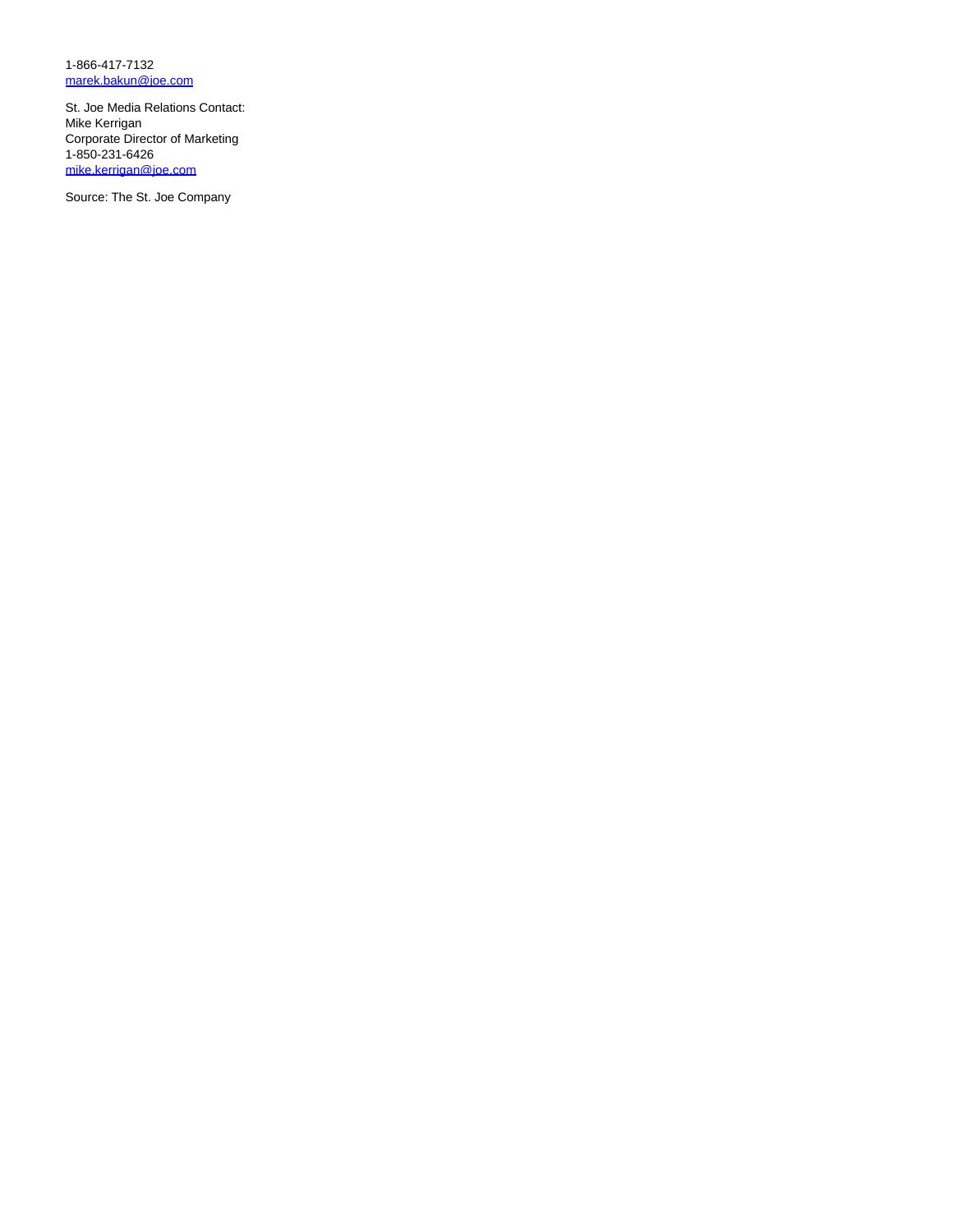1-866-417-7132
marek.bakun@joe.com

St. Joe Media Relations Contact:
Mike Kerrigan
Corporate Director of Marketing
1-850-231-6426
mike.kerrigan@joe.com

Source: The St. Joe Company